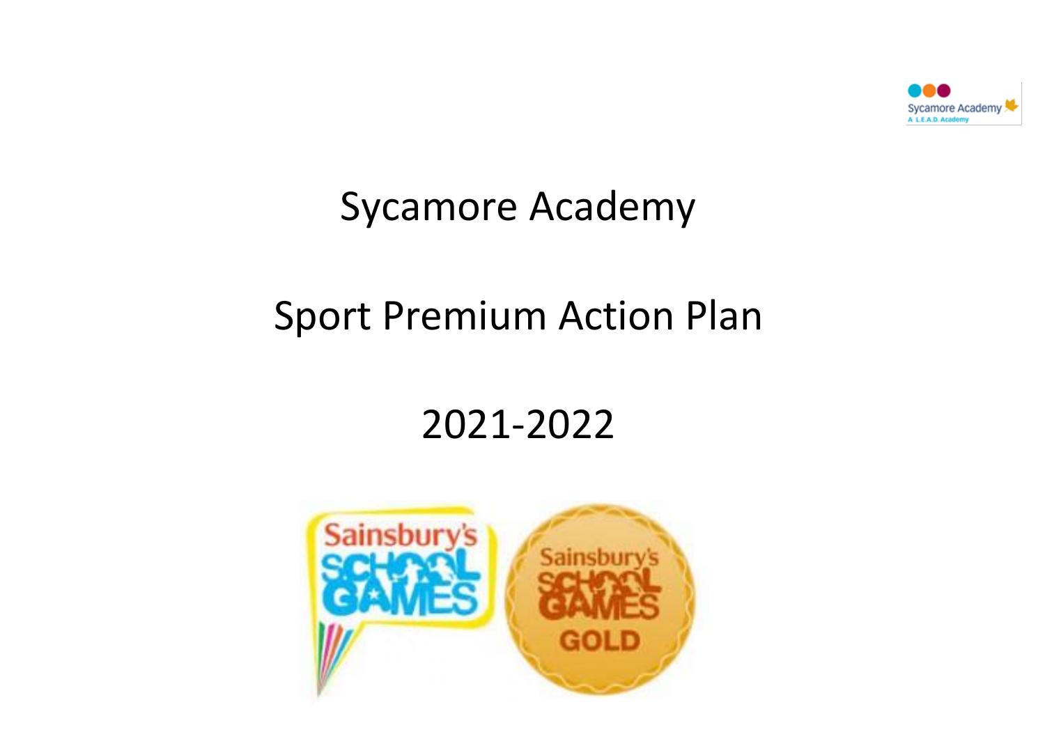# Sycamore Academy

# Sport Premium Action Plan

# 2021-2022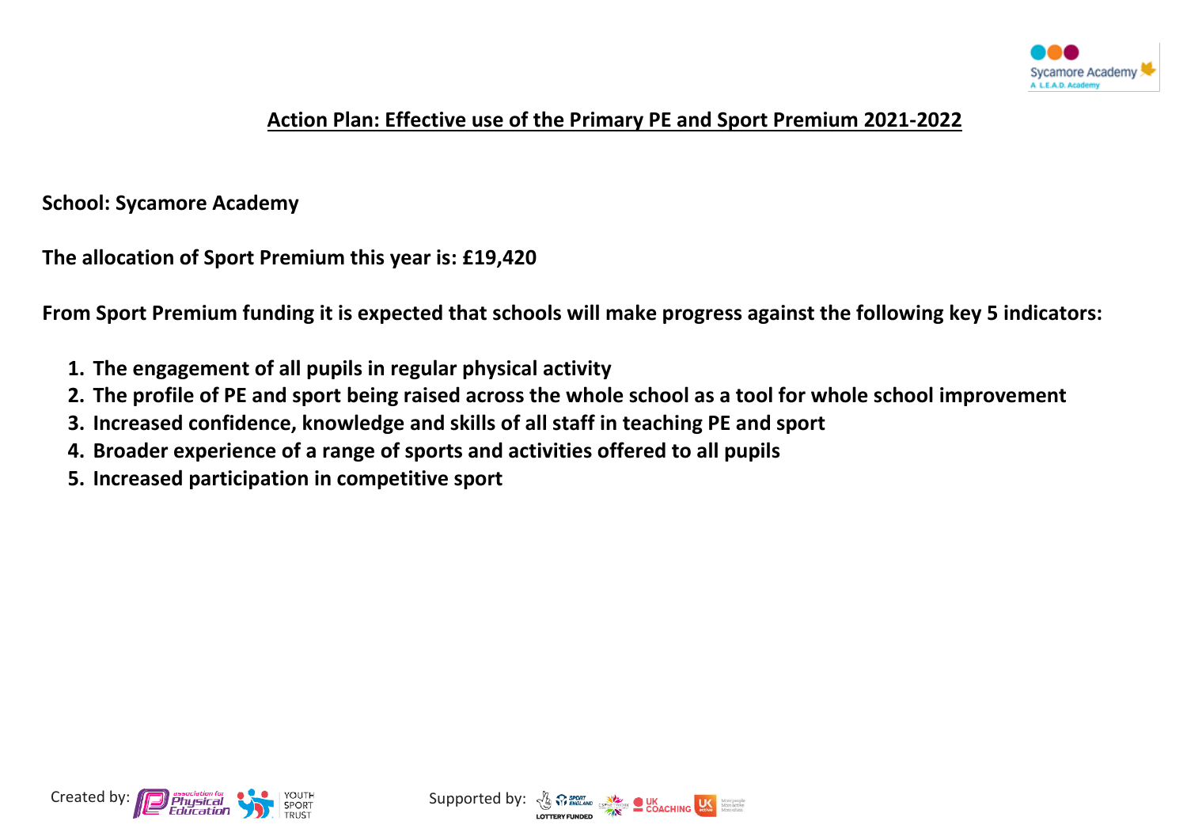# Action Plan: Effective use of the Primary PE and Sport Premium 2021-2022

**School: Sycamore Academy**

**The allocation of Sport Premium this year is: £19,420**

**From Sport Premium funding it is expected that schools will make progress against the following key 5 indicators:**

1. **The engagement of all pupils in regular physical activity**
2. **The profile of PE and sport being raised across the whole school as a tool for whole school improvement**
3. **Increased confidence, knowledge and skills of all staff in teaching PE and sport**
4. **Broader experience of a range of sports and activities offered to all pupils**
5. **Increased participation in competitive sport**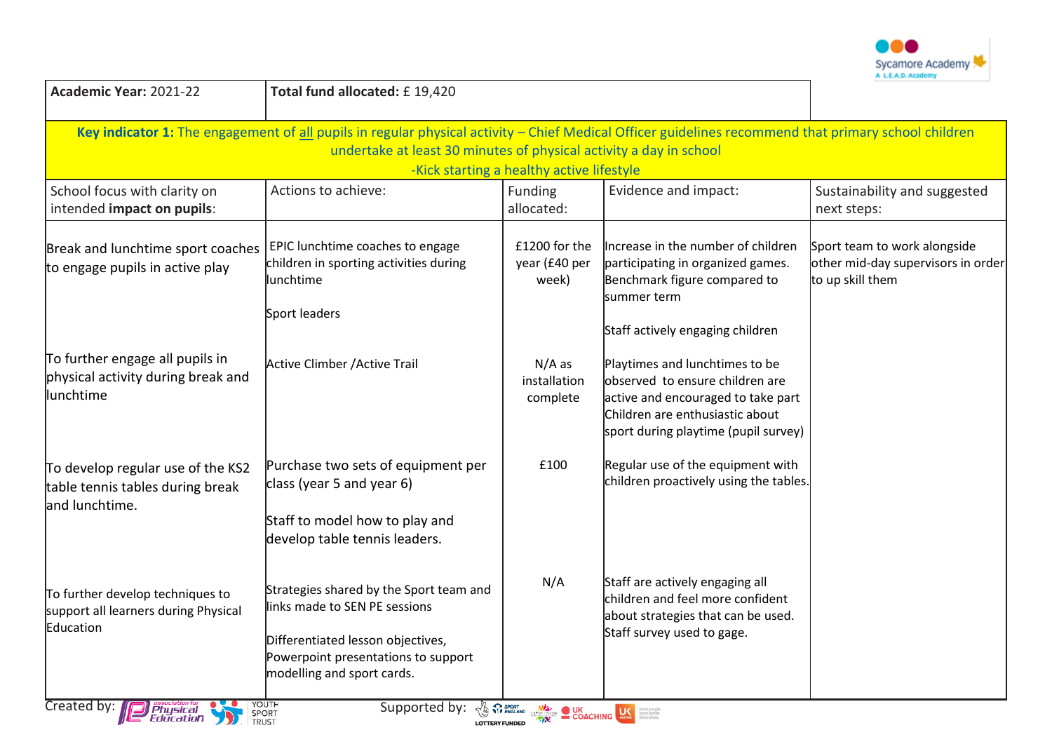| **Academic Year:** 2021-22 | **Total fund allocated:** £ 19,420 | | | |
|---|---|---|---|---|
| **Key indicator 1:** The engagement of all pupils in regular physical activity – Chief Medical Officer guidelines recommend that primary school children undertake at least 30 minutes of physical activity a day in school -Kick starting a healthy active lifestyle | | | | |
| School focus with clarity on intended **impact on pupils**: | Actions to achieve: | Funding allocated: | Evidence and impact: | Sustainability and suggested next steps: |
| Break and lunchtime sport coaches to engage pupils in active play | EPIC lunchtime coaches to engage children in sporting activities during lunchtime<br><br>Sport leaders | £1200 for the year (£40 per week) | Increase in the number of children participating in organized games. Benchmark figure compared to summer term<br><br>Staff actively engaging children | Sport team to work alongside other mid-day supervisors in order to up skill them |
| To further engage all pupils in physical activity during break and lunchtime | Active Climber /Active Trail | N/A as installation complete | Playtimes and lunchtimes to be observed to ensure children are active and encouraged to take part Children are enthusiastic about sport during playtime (pupil survey) | |
| To develop regular use of the KS2 table tennis tables during break and lunchtime. | Purchase two sets of equipment per class (year 5 and year 6)<br><br>Staff to model how to play and develop table tennis leaders. | £100 | Regular use of the equipment with children proactively using the tables. | |
| To further develop techniques to support all learners during Physical Education | Strategies shared by the Sport team and links made to SEN PE sessions<br><br>Differentiated lesson objectives, Powerpoint presentations to support modelling and sport cards. | N/A | Staff are actively engaging all children and feel more confident about strategies that can be used. Staff survey used to gage. | |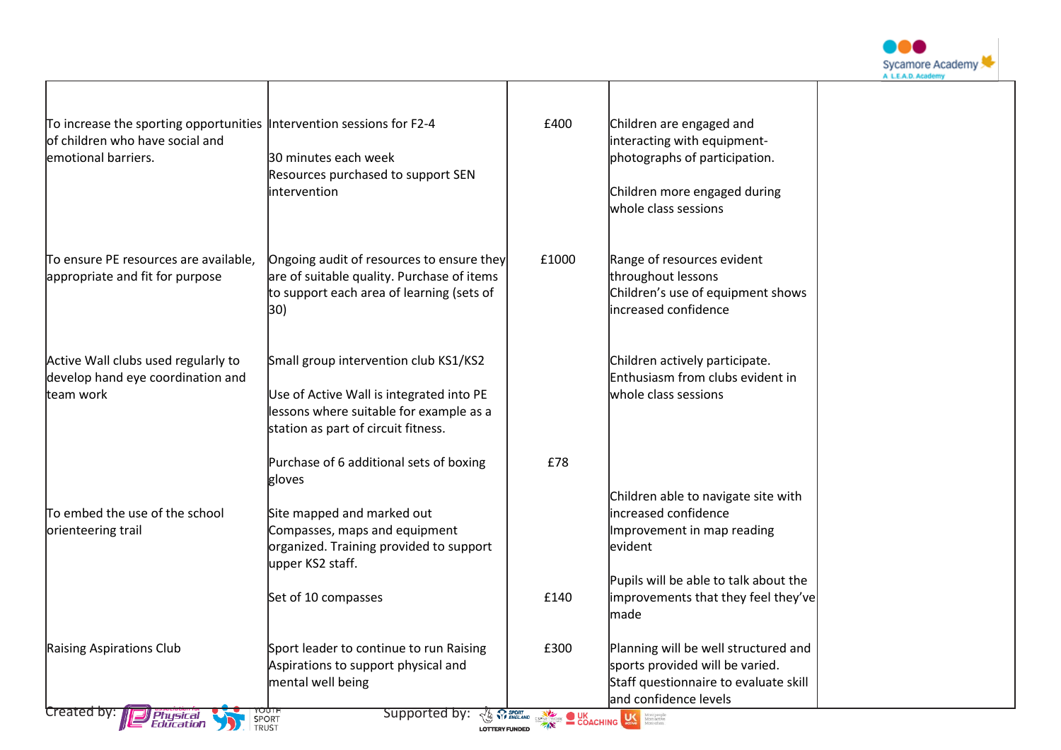| | | | | |
|---|---|---|---|---|
| To increase the sporting opportunities of children who have social and emotional barriers. | Intervention sessions for F2-4<br><br>30 minutes each week<br>Resources purchased to support SEN intervention | £400 | Children are engaged and interacting with equipment- photographs of participation.<br><br>Children more engaged during whole class sessions | |
| To ensure PE resources are available, appropriate and fit for purpose | Ongoing audit of resources to ensure they are of suitable quality. Purchase of items to support each area of learning (sets of 30) | £1000 | Range of resources evident throughout lessons<br>Children's use of equipment shows increased confidence | |
| Active Wall clubs used regularly to develop hand eye coordination and team work | Small group intervention club KS1/KS2<br><br>Use of Active Wall is integrated into PE lessons where suitable for example as a station as part of circuit fitness. | | Children actively participate.<br>Enthusiasm from clubs evident in whole class sessions | |
| | Purchase of 6 additional sets of boxing gloves | £78 | | |
| To embed the use of the school orienteering trail | Site mapped and marked out<br>Compasses, maps and equipment organized. Training provided to support upper KS2 staff. | | Children able to navigate site with increased confidence<br>Improvement in map reading evident | |
| | Set of 10 compasses | £140 | Pupils will be able to talk about the improvements that they feel they've made | |
| Raising Aspirations Club | Sport leader to continue to run Raising Aspirations to support physical and mental well being | £300 | Planning will be well structured and sports provided will be varied.<br>Staff questionnaire to evaluate skill and confidence levels | |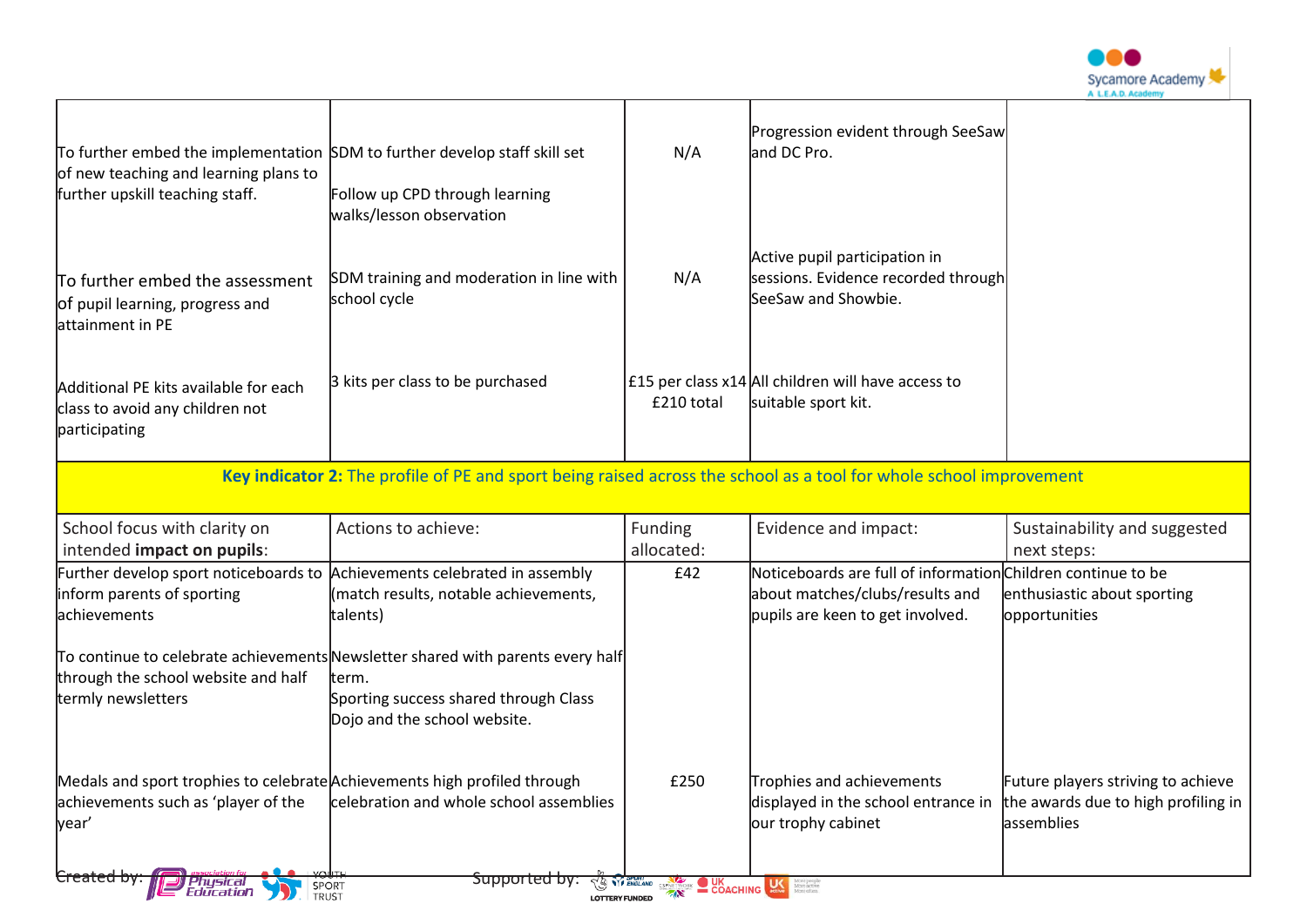| | | | | |
|---|---|---|---|---|
| To further embed the implementation of new teaching and learning plans to further upskill teaching staff. | SDM to further develop staff skill set<br><br>Follow up CPD through learning walks/lesson observation | N/A | Progression evident through SeeSaw and DC Pro. | |
| To further embed the assessment of pupil learning, progress and attainment in PE | SDM training and moderation in line with school cycle | N/A | Active pupil participation in sessions. Evidence recorded through SeeSaw and Showbie. | |
| Additional PE kits available for each class to avoid any children not participating | 3 kits per class to be purchased | £15 per class x14 £210 total | All children will have access to suitable sport kit. | |

| **Key indicator 2:** The profile of PE and sport being raised across the school as a tool for whole school improvement | | | | |
|---|---|---|---|---|
| School focus with clarity on intended **impact on pupils**: | Actions to achieve: | Funding allocated: | Evidence and impact: | Sustainability and suggested next steps: |
| Further develop sport noticeboards to inform parents of sporting achievements<br><br>To continue to celebrate achievements through the school website and half termly newsletters | Achievements celebrated in assembly (match results, notable achievements, talents)<br><br>Newsletter shared with parents every half term.<br>Sporting success shared through Class Dojo and the school website. | £42 | Noticeboards are full of information about matches/clubs/results and pupils are keen to get involved. | Children continue to be enthusiastic about sporting opportunities |
| Medals and sport trophies to celebrate achievements such as 'player of the year' | Achievements high profiled through celebration and whole school assemblies | £250 | Trophies and achievements displayed in the school entrance in our trophy cabinet | Future players striving to achieve the awards due to high profiling in assemblies |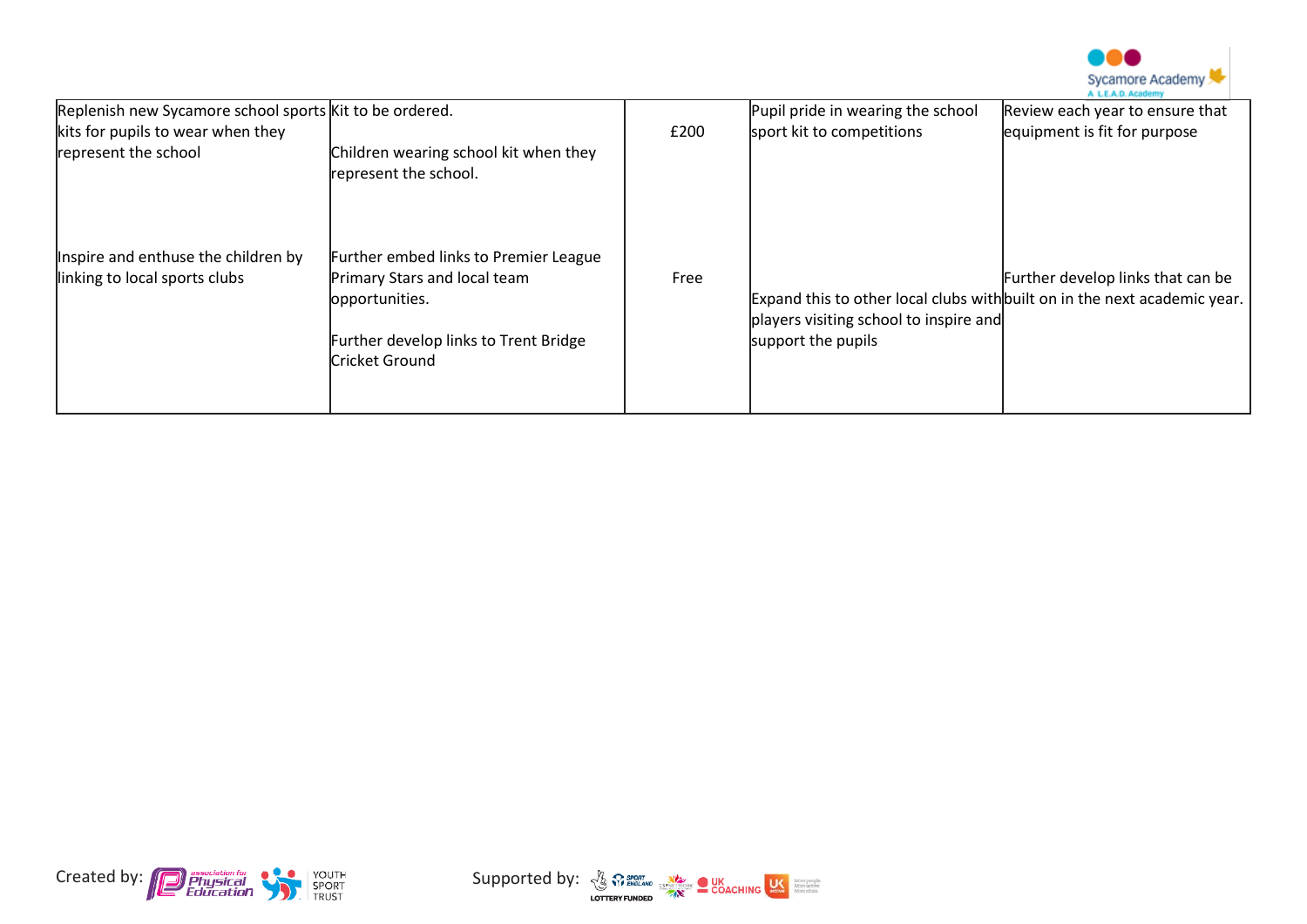| | | | | |
|---|---|---|---|---|
| Replenish new Sycamore school sports kits for pupils to wear when they represent the school | Kit to be ordered.<br><br>Children wearing school kit when they represent the school. | £200 | Pupil pride in wearing the school sport kit to competitions | Review each year to ensure that equipment is fit for purpose |
| Inspire and enthuse the children by linking to local sports clubs | Further embed links to Premier League Primary Stars and local team opportunities.<br><br>Further develop links to Trent Bridge Cricket Ground | Free | Expand this to other local clubs with players visiting school to inspire and support the pupils | Further develop links that can be built on in the next academic year. |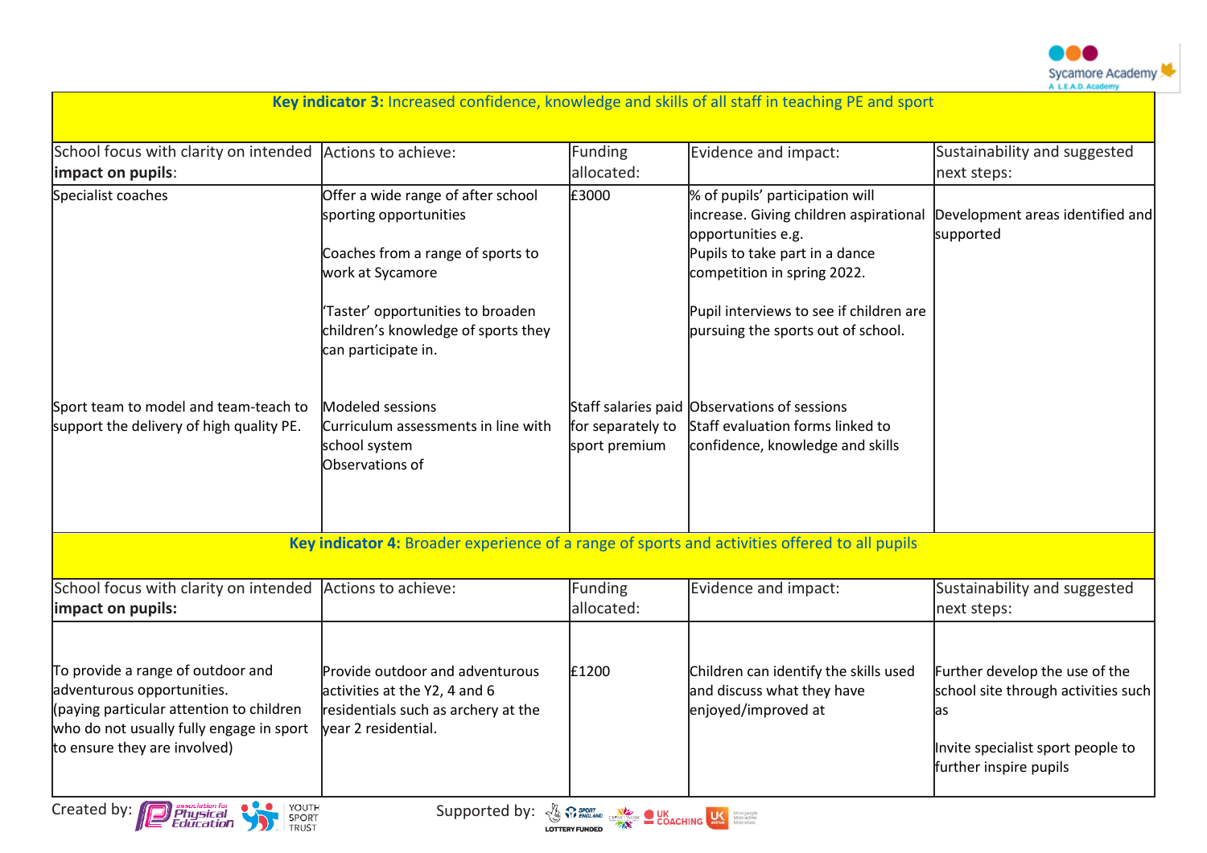**Key indicator 3:** Increased confidence, knowledge and skills of all staff in teaching PE and sport

| School focus with clarity on intended **impact on pupils**: | Actions to achieve: | Funding allocated: | Evidence and impact: | Sustainability and suggested next steps: |
|---|---|---|---|---|
| Specialist coaches | Offer a wide range of after school sporting opportunities<br><br>Coaches from a range of sports to work at Sycamore<br><br>'Taster' opportunities to broaden children's knowledge of sports they can participate in. | £3000 | % of pupils' participation will increase. Giving children aspirational opportunities e.g.<br>Pupils to take part in a dance competition in spring 2022.<br><br>Pupil interviews to see if children are pursuing the sports out of school. | Development areas identified and supported |
| Sport team to model and team-teach to support the delivery of high quality PE. | Modeled sessions<br>Curriculum assessments in line with school system<br>Observations of | Staff salaries paid for separately to sport premium | Observations of sessions<br>Staff evaluation forms linked to confidence, knowledge and skills | |

**Key indicator 4:** Broader experience of a range of sports and activities offered to all pupils

| School focus with clarity on intended **impact on pupils:** | Actions to achieve: | Funding allocated: | Evidence and impact: | Sustainability and suggested next steps: |
|---|---|---|---|---|
| To provide a range of outdoor and adventurous opportunities.<br>(paying particular attention to children who do not usually fully engage in sport to ensure they are involved) | Provide outdoor and adventurous activities at the Y2, 4 and 6 residentials such as archery at the year 2 residential. | £1200 | Children can identify the skills used and discuss what they have enjoyed/improved at | Further develop the use of the school site through activities such as<br><br>Invite specialist sport people to further inspire pupils |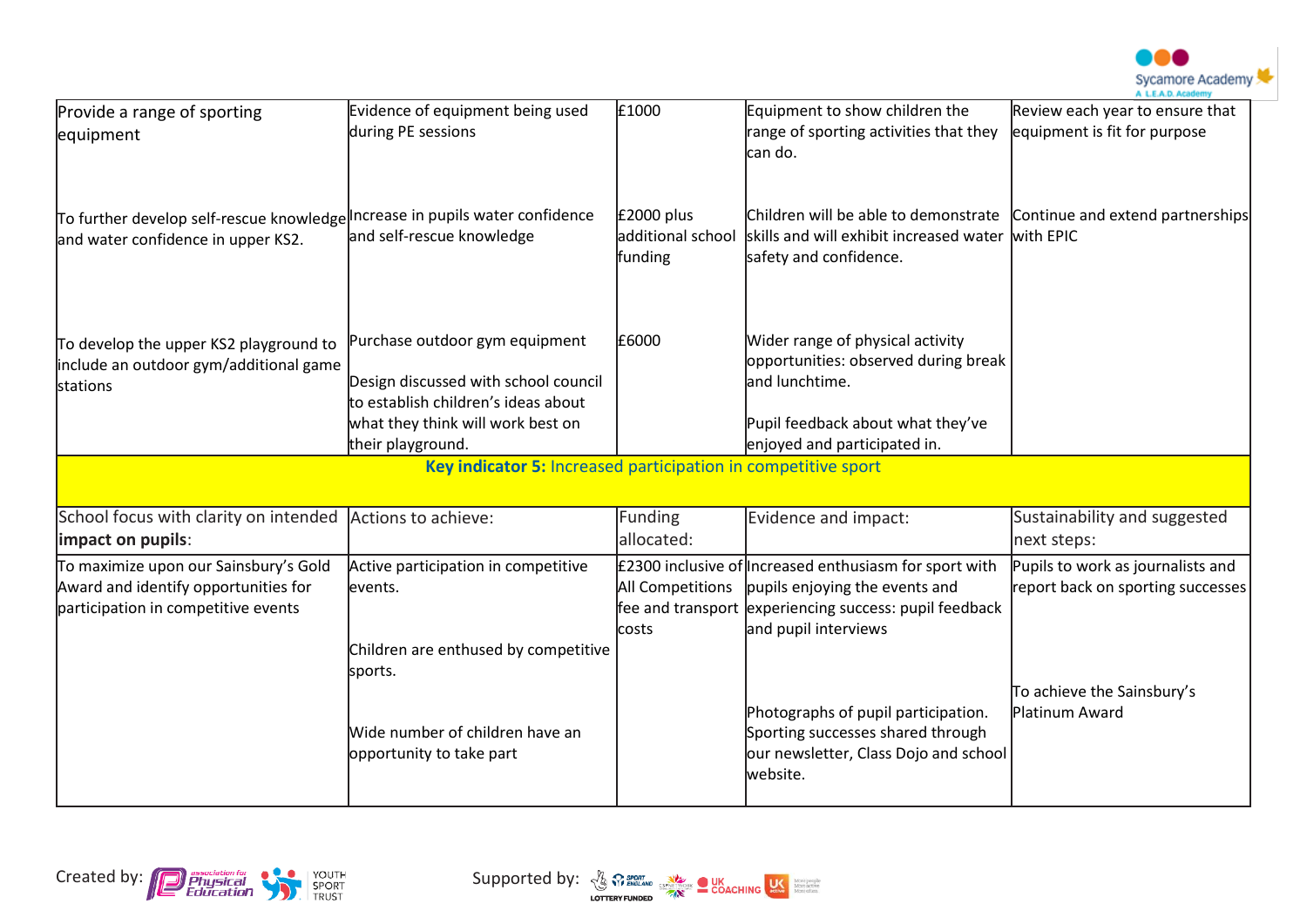| | | | | |
|---|---|---|---|---|
| Provide a range of sporting equipment | Evidence of equipment being used during PE sessions | £1000 | Equipment to show children the range of sporting activities that they can do. | Review each year to ensure that equipment is fit for purpose |
| To further develop self-rescue knowledge and water confidence in upper KS2. | Increase in pupils water confidence and self-rescue knowledge | £2000 plus additional school funding | Children will be able to demonstrate skills and will exhibit increased water safety and confidence. | Continue and extend partnerships with EPIC |
| To develop the upper KS2 playground to include an outdoor gym/additional game stations | Purchase outdoor gym equipment<br><br>Design discussed with school council to establish children's ideas about what they think will work best on their playground. | £6000 | Wider range of physical activity opportunities: observed during break and lunchtime.<br><br>Pupil feedback about what they've enjoyed and participated in. | |
| **Key indicator 5:** Increased participation in competitive sport | | | | |
| School focus with clarity on intended **impact on pupils**: | Actions to achieve: | Funding allocated: | Evidence and impact: | Sustainability and suggested next steps: |
| To maximize upon our Sainsbury's Gold Award and identify opportunities for participation in competitive events | Active participation in competitive events.<br><br>Children are enthused by competitive sports.<br><br>Wide number of children have an opportunity to take part | £2300 inclusive of All Competitions fee and transport costs | Increased enthusiasm for sport with pupils enjoying the events and experiencing success: pupil feedback and pupil interviews<br><br>Photographs of pupil participation. Sporting successes shared through our newsletter, Class Dojo and school website. | Pupils to work as journalists and report back on sporting successes<br><br>To achieve the Sainsbury's Platinum Award |